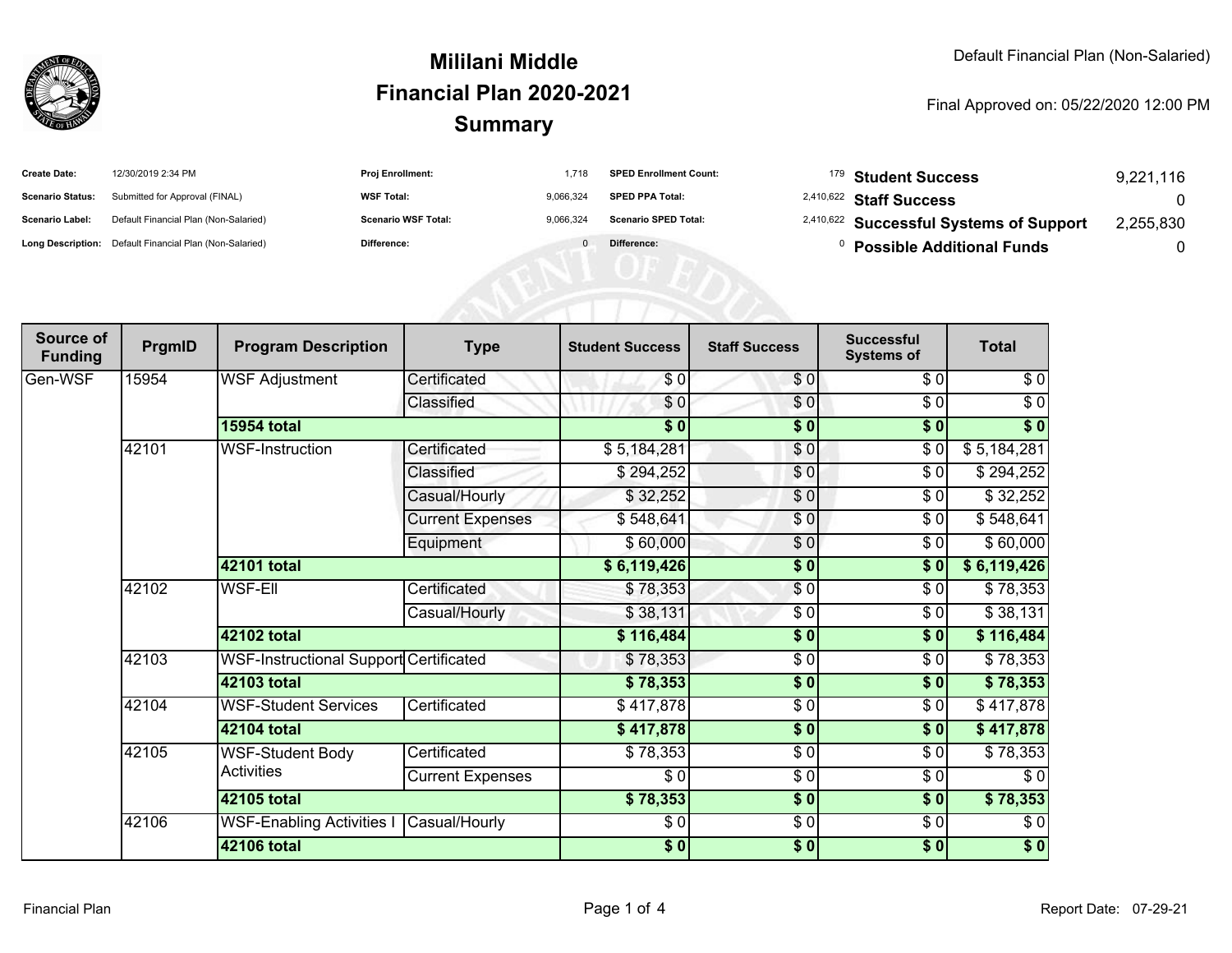# Mililani Middle
## Financial Plan 2020-2021
## Summary

Default Financial Plan (Non-Salaried)

Final Approved on: 05/22/2020 12:00 PM

| | | | | | | | |
|---|---|---|---|---|---|---|---|
| **Create Date:** | 12/30/2019 2:34 PM | **Proj Enrollment:** | 1,718 | **SPED Enrollment Count:** | 179 | **Student Success** | 9,221,116 |
| **Scenario Status:** | Submitted for Approval (FINAL) | **WSF Total:** | 9,066,324 | **SPED PPA Total:** | 2,410,622 | **Staff Success** | 0 |
| **Scenario Label:** | Default Financial Plan (Non-Salaried) | **Scenario WSF Total:** | 9,066,324 | **Scenario SPED Total:** | 2,410,622 | **Successful Systems of Support** | 2,255,830 |
| **Long Description:** | Default Financial Plan (Non-Salaried) | **Difference:** | 0 | **Difference:** | 0 | **Possible Additional Funds** | 0 |

| Source of Funding | PrgmID | Program Description | Type | Student Success | Staff Success | Successful Systems of | Total |
|---|---|---|---|---|---|---|---|
| Gen-WSF | 15954 | WSF Adjustment | Certificated | $ 0 | $ 0 | $ 0 | $ 0 |
| | | | Classified | $ 0 | $ 0 | $ 0 | $ 0 |
| | | **15954 total** | | **$ 0** | **$ 0** | **$ 0** | **$ 0** |
| | 42101 | WSF-Instruction | Certificated | $ 5,184,281 | $ 0 | $ 0 | $ 5,184,281 |
| | | | Classified | $ 294,252 | $ 0 | $ 0 | $ 294,252 |
| | | | Casual/Hourly | $ 32,252 | $ 0 | $ 0 | $ 32,252 |
| | | | Current Expenses | $ 548,641 | $ 0 | $ 0 | $ 548,641 |
| | | | Equipment | $ 60,000 | $ 0 | $ 0 | $ 60,000 |
| | | **42101 total** | | **$ 6,119,426** | **$ 0** | **$ 0** | **$ 6,119,426** |
| | 42102 | WSF-Ell | Certificated | $ 78,353 | $ 0 | $ 0 | $ 78,353 |
| | | | Casual/Hourly | $ 38,131 | $ 0 | $ 0 | $ 38,131 |
| | | **42102 total** | | **$ 116,484** | **$ 0** | **$ 0** | **$ 116,484** |
| | 42103 | WSF-Instructional Support | Certificated | $ 78,353 | $ 0 | $ 0 | $ 78,353 |
| | | **42103 total** | | **$ 78,353** | **$ 0** | **$ 0** | **$ 78,353** |
| | 42104 | WSF-Student Services | Certificated | $ 417,878 | $ 0 | $ 0 | $ 417,878 |
| | | **42104 total** | | **$ 417,878** | **$ 0** | **$ 0** | **$ 417,878** |
| | 42105 | WSF-Student Body Activities | Certificated | $ 78,353 | $ 0 | $ 0 | $ 78,353 |
| | | | Current Expenses | $ 0 | $ 0 | $ 0 | $ 0 |
| | | **42105 total** | | **$ 78,353** | **$ 0** | **$ 0** | **$ 78,353** |
| | 42106 | WSF-Enabling Activities I | Casual/Hourly | $ 0 | $ 0 | $ 0 | $ 0 |
| | | **42106 total** | | **$ 0** | **$ 0** | **$ 0** | **$ 0** |

Financial Plan

Report Date: 07-29-21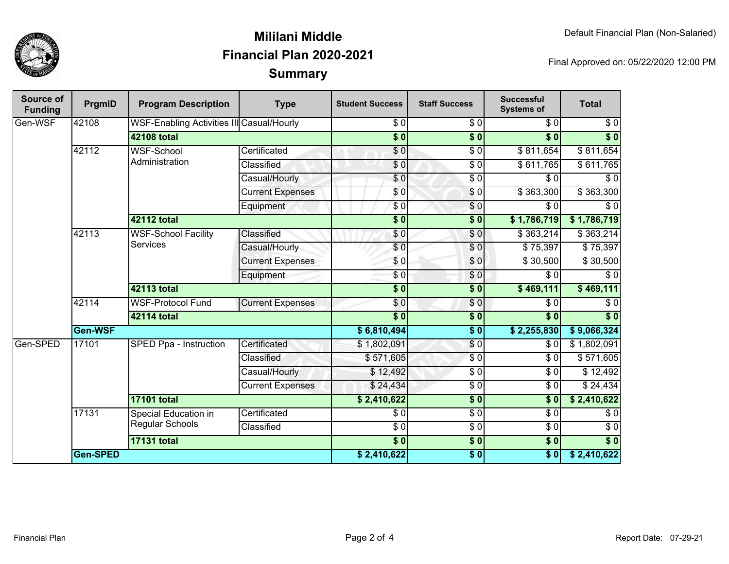# Mililani Middle
## Financial Plan 2020-2021
## Summary

Default Financial Plan (Non-Salaried)

Final Approved on: 05/22/2020 12:00 PM

| Source of Funding | PrgmID | Program Description | Type | Student Success | Staff Success | Successful Systems of | Total |
|---|---|---|---|---|---|---|---|
| Gen-WSF | 42108 | WSF-Enabling Activities III | Casual/Hourly | $ 0 | $ 0 | $ 0 | $ 0 |
| | | **42108 total** | | **$ 0** | **$ 0** | **$ 0** | **$ 0** |
| | 42112 | WSF-School Administration | Certificated | $ 0 | $ 0 | $ 811,654 | $ 811,654 |
| | | | Classified | $ 0 | $ 0 | $ 611,765 | $ 611,765 |
| | | | Casual/Hourly | $ 0 | $ 0 | $ 0 | $ 0 |
| | | | Current Expenses | $ 0 | $ 0 | $ 363,300 | $ 363,300 |
| | | | Equipment | $ 0 | $ 0 | $ 0 | $ 0 |
| | | **42112 total** | | **$ 0** | **$ 0** | **$ 1,786,719** | **$ 1,786,719** |
| | 42113 | WSF-School Facility Services | Classified | $ 0 | $ 0 | $ 363,214 | $ 363,214 |
| | | | Casual/Hourly | $ 0 | $ 0 | $ 75,397 | $ 75,397 |
| | | | Current Expenses | $ 0 | $ 0 | $ 30,500 | $ 30,500 |
| | | | Equipment | $ 0 | $ 0 | $ 0 | $ 0 |
| | | **42113 total** | | **$ 0** | **$ 0** | **$ 469,111** | **$ 469,111** |
| | 42114 | WSF-Protocol Fund | Current Expenses | $ 0 | $ 0 | $ 0 | $ 0 |
| | | **42114 total** | | **$ 0** | **$ 0** | **$ 0** | **$ 0** |
| | **Gen-WSF** | | | **$ 6,810,494** | **$ 0** | **$ 2,255,830** | **$ 9,066,324** |
| Gen-SPED | 17101 | SPED Ppa - Instruction | Certificated | $ 1,802,091 | $ 0 | $ 0 | $ 1,802,091 |
| | | | Classified | $ 571,605 | $ 0 | $ 0 | $ 571,605 |
| | | | Casual/Hourly | $ 12,492 | $ 0 | $ 0 | $ 12,492 |
| | | | Current Expenses | $ 24,434 | $ 0 | $ 0 | $ 24,434 |
| | | **17101 total** | | **$ 2,410,622** | **$ 0** | **$ 0** | **$ 2,410,622** |
| | 17131 | Special Education in Regular Schools | Certificated | $ 0 | $ 0 | $ 0 | $ 0 |
| | | | Classified | $ 0 | $ 0 | $ 0 | $ 0 |
| | | **17131 total** | | **$ 0** | **$ 0** | **$ 0** | **$ 0** |
| | **Gen-SPED** | | | **$ 2,410,622** | **$ 0** | **$ 0** | **$ 2,410,622** |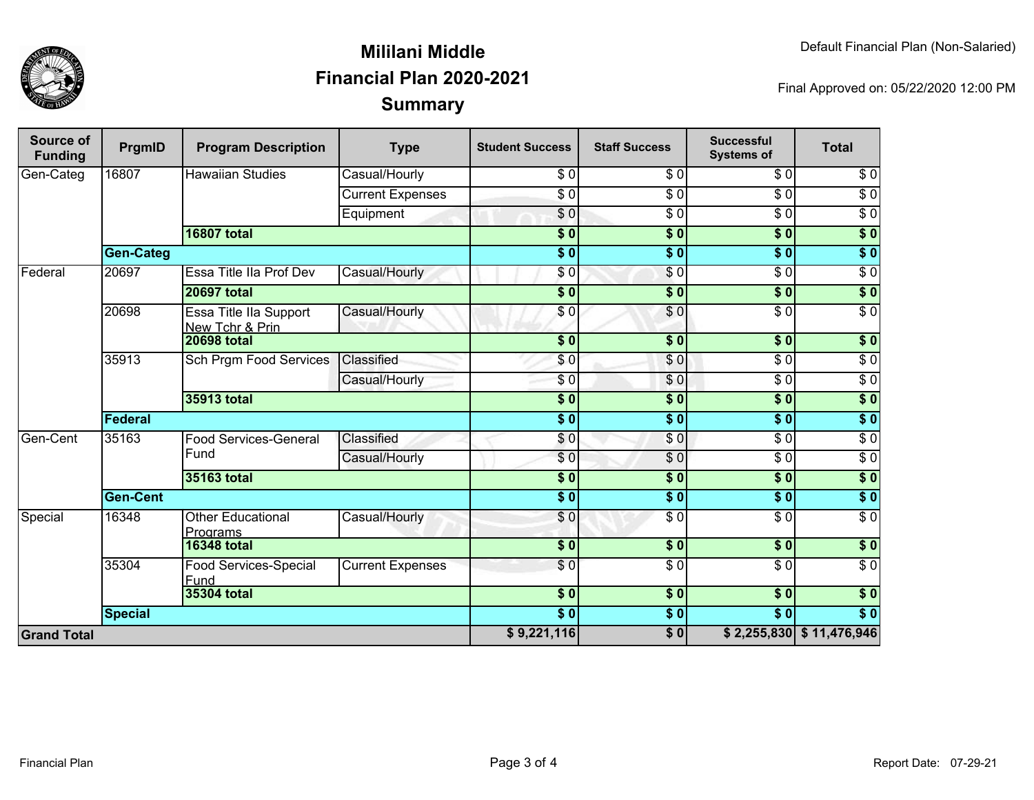# Mililani Middle
## Financial Plan 2020-2021
## Summary

Default Financial Plan (Non-Salaried)

Final Approved on: 05/22/2020 12:00 PM

| Source of Funding | PrgmID | Program Description | Type | Student Success | Staff Success | Successful Systems of | Total |
|---|---|---|---|---|---|---|---|
| Gen-Categ | 16807 | Hawaiian Studies | Casual/Hourly | $ 0 | $ 0 | $ 0 | $ 0 |
| | | | Current Expenses | $ 0 | $ 0 | $ 0 | $ 0 |
| | | | Equipment | $ 0 | $ 0 | $ 0 | $ 0 |
| | | **16807 total** | | **$ 0** | **$ 0** | **$ 0** | **$ 0** |
| | **Gen-Categ** | | | **$ 0** | **$ 0** | **$ 0** | **$ 0** |
| Federal | 20697 | Essa Title IIa Prof Dev | Casual/Hourly | $ 0 | $ 0 | $ 0 | $ 0 |
| | | **20697 total** | | **$ 0** | **$ 0** | **$ 0** | **$ 0** |
| | 20698 | Essa Title IIa Support New Tchr & Prin | Casual/Hourly | $ 0 | $ 0 | $ 0 | $ 0 |
| | | **20698 total** | | **$ 0** | **$ 0** | **$ 0** | **$ 0** |
| | 35913 | Sch Prgm Food Services | Classified | $ 0 | $ 0 | $ 0 | $ 0 |
| | | | Casual/Hourly | $ 0 | $ 0 | $ 0 | $ 0 |
| | | **35913 total** | | **$ 0** | **$ 0** | **$ 0** | **$ 0** |
| | **Federal** | | | **$ 0** | **$ 0** | **$ 0** | **$ 0** |
| Gen-Cent | 35163 | Food Services-General Fund | Classified | $ 0 | $ 0 | $ 0 | $ 0 |
| | | | Casual/Hourly | $ 0 | $ 0 | $ 0 | $ 0 |
| | | **35163 total** | | **$ 0** | **$ 0** | **$ 0** | **$ 0** |
| | **Gen-Cent** | | | **$ 0** | **$ 0** | **$ 0** | **$ 0** |
| Special | 16348 | Other Educational Programs | Casual/Hourly | $ 0 | $ 0 | $ 0 | $ 0 |
| | | **16348 total** | | **$ 0** | **$ 0** | **$ 0** | **$ 0** |
| | 35304 | Food Services-Special Fund | Current Expenses | $ 0 | $ 0 | $ 0 | $ 0 |
| | | **35304 total** | | **$ 0** | **$ 0** | **$ 0** | **$ 0** |
| | **Special** | | | **$ 0** | **$ 0** | **$ 0** | **$ 0** |
| **Grand Total** | | | | **$ 9,221,116** | **$ 0** | **$ 2,255,830** | **$ 11,476,946** |

Report Date: 07-29-21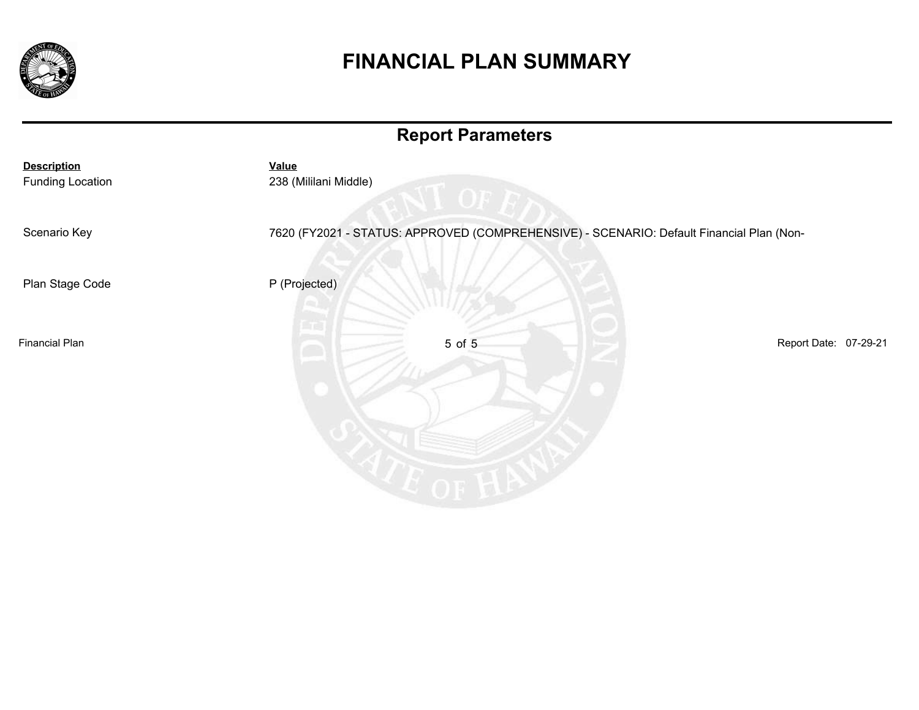# FINANCIAL PLAN SUMMARY

## Report Parameters

| Description | Value |
| --- | --- |
| Funding Location | 238 (Mililani Middle) |
| Scenario Key | 7620 (FY2021 - STATUS: APPROVED (COMPREHENSIVE) - SCENARIO: Default Financial Plan (Non- |
| Plan Stage Code | P (Projected) |

Financial Plan

Report Date: 07-29-21